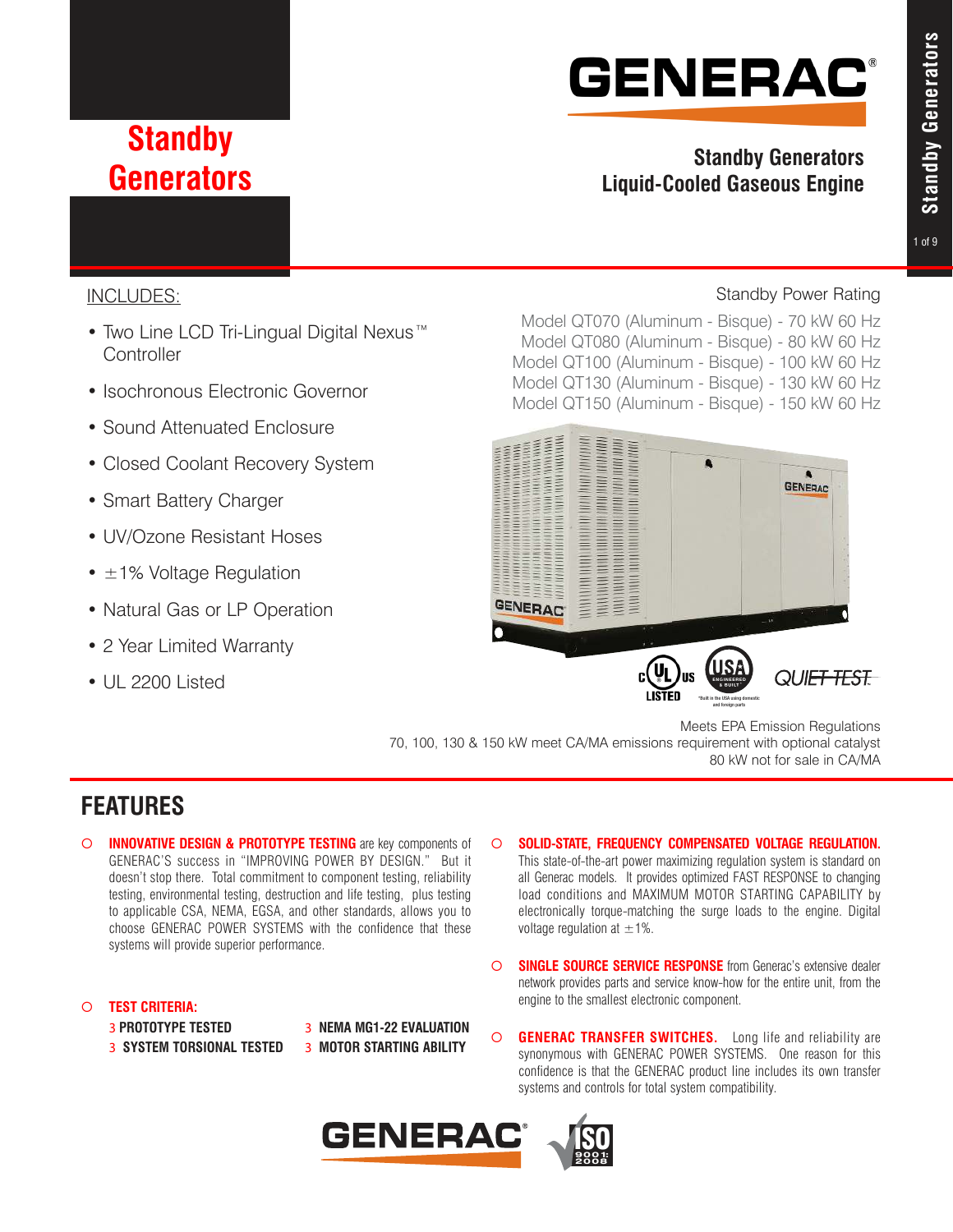# Standby Generators

GENERAC®

## Standby Generators
## Liquid-Cooled Gaseous Engine

INCLUDES:

- Two Line LCD Tri-Lingual Digital Nexus™ Controller
- Isochronous Electronic Governor
- Sound Attenuated Enclosure
- Closed Coolant Recovery System
- Smart Battery Charger
- UV/Ozone Resistant Hoses
- ±1% Voltage Regulation
- Natural Gas or LP Operation
- 2 Year Limited Warranty
- UL 2200 Listed

Standby Power Rating

Model QT070 (Aluminum - Bisque) - 70 kW 60 Hz
Model QT080 (Aluminum - Bisque) - 80 kW 60 Hz
Model QT100 (Aluminum - Bisque) - 100 kW 60 Hz
Model QT130 (Aluminum - Bisque) - 130 kW 60 Hz
Model QT150 (Aluminum - Bisque) - 150 kW 60 Hz

c UL us LISTED — USA ENGINEERED & BUILT *Built in the USA using domestic and foreign parts — QUIET-TEST

Meets EPA Emission Regulations
70, 100, 130 & 150 kW meet CA/MA emissions requirement with optional catalyst
80 kW not for sale in CA/MA

## FEATURES

- **INNOVATIVE DESIGN & PROTOTYPE TESTING** are key components of GENERAC'S success in "IMPROVING POWER BY DESIGN." But it doesn't stop there. Total commitment to component testing, reliability testing, environmental testing, destruction and life testing, plus testing to applicable CSA, NEMA, EGSA, and other standards, allows you to choose GENERAC POWER SYSTEMS with the confidence that these systems will provide superior performance.

- **TEST CRITERIA:**
  - ✓ PROTOTYPE TESTED
  - ✓ SYSTEM TORSIONAL TESTED
  - ✓ NEMA MG1-22 EVALUATION
  - ✓ MOTOR STARTING ABILITY

- **SOLID-STATE, FREQUENCY COMPENSATED VOLTAGE REGULATION.** This state-of-the-art power maximizing regulation system is standard on all Generac models. It provides optimized FAST RESPONSE to changing load conditions and MAXIMUM MOTOR STARTING CAPABILITY by electronically torque-matching the surge loads to the engine. Digital voltage regulation at ±1%.

- **SINGLE SOURCE SERVICE RESPONSE** from Generac's extensive dealer network provides parts and service know-how for the entire unit, from the engine to the smallest electronic component.

- **GENERAC TRANSFER SWITCHES.** Long life and reliability are synonymous with GENERAC POWER SYSTEMS. One reason for this confidence is that the GENERAC product line includes its own transfer systems and controls for total system compatibility.

GENERAC® — ISO 9001:2008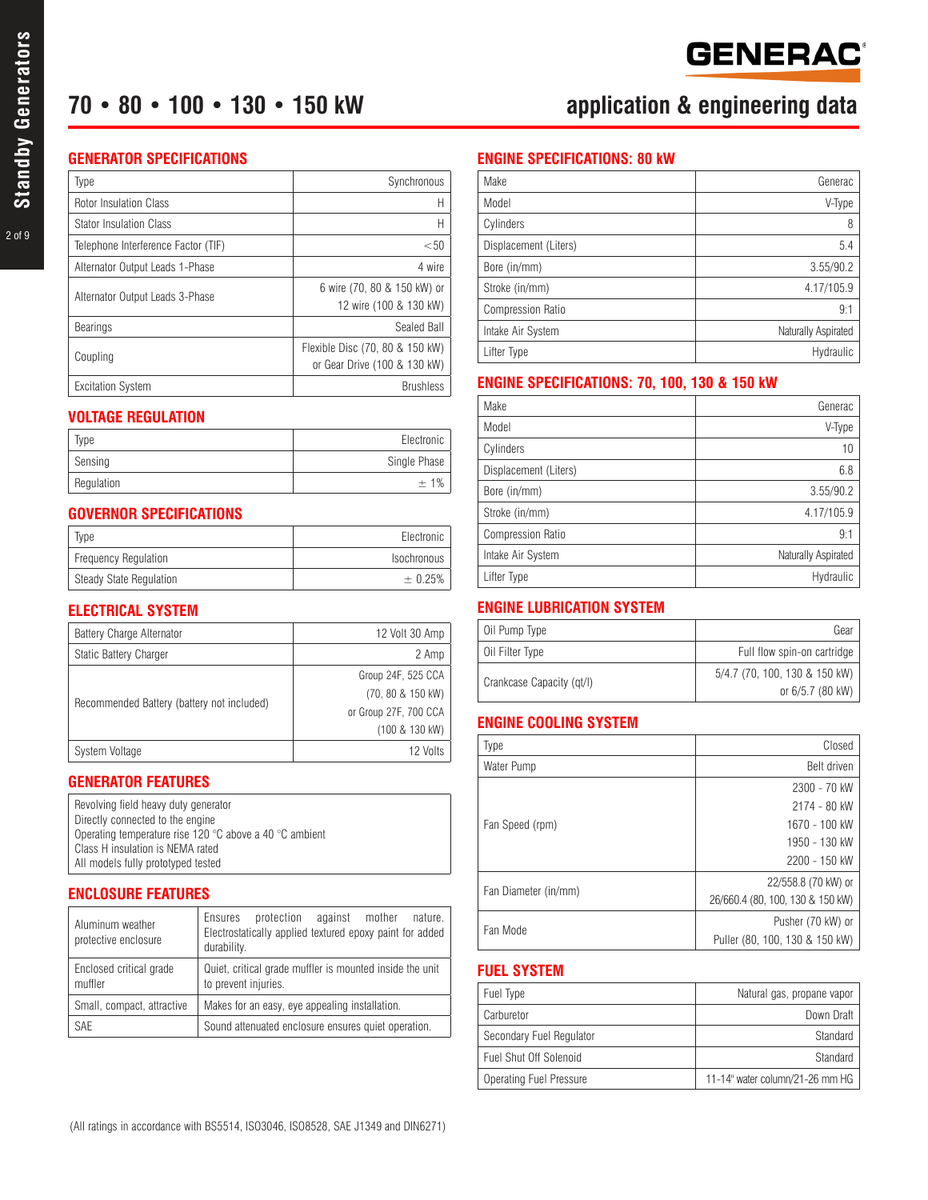# 70 • 80 • 100 • 130 • 150 kW

## application & engineering data

### GENERATOR SPECIFICATIONS

| | |
|---|---|
| Type | Synchronous |
| Rotor Insulation Class | H |
| Stator Insulation Class | H |
| Telephone Interference Factor (TIF) | <50 |
| Alternator Output Leads 1-Phase | 4 wire |
| Alternator Output Leads 3-Phase | 6 wire (70, 80 & 150 kW) or 12 wire (100 & 130 kW) |
| Bearings | Sealed Ball |
| Coupling | Flexible Disc (70, 80 & 150 kW) or Gear Drive (100 & 130 kW) |
| Excitation System | Brushless |

### VOLTAGE REGULATION

| | |
|---|---|
| Type | Electronic |
| Sensing | Single Phase |
| Regulation | ± 1% |

### GOVERNOR SPECIFICATIONS

| | |
|---|---|
| Type | Electronic |
| Frequency Regulation | Isochronous |
| Steady State Regulation | ± 0.25% |

### ELECTRICAL SYSTEM

| | |
|---|---|
| Battery Charge Alternator | 12 Volt 30 Amp |
| Static Battery Charger | 2 Amp |
| Recommended Battery (battery not included) | Group 24F, 525 CCA (70, 80 & 150 kW) or Group 27F, 700 CCA (100 & 130 kW) |
| System Voltage | 12 Volts |

### GENERATOR FEATURES

Revolving field heavy duty generator
Directly connected to the engine
Operating temperature rise 120 °C above a 40 °C ambient
Class H insulation is NEMA rated
All models fully prototyped tested

### ENCLOSURE FEATURES

| | |
|---|---|
| Aluminum weather protective enclosure | Ensures protection against mother nature. Electrostatically applied textured epoxy paint for added durability. |
| Enclosed critical grade muffler | Quiet, critical grade muffler is mounted inside the unit to prevent injuries. |
| Small, compact, attractive | Makes for an easy, eye appealing installation. |
| SAE | Sound attenuated enclosure ensures quiet operation. |

### ENGINE SPECIFICATIONS: 80 kW

| | |
|---|---|
| Make | Generac |
| Model | V-Type |
| Cylinders | 8 |
| Displacement (Liters) | 5.4 |
| Bore (in/mm) | 3.55/90.2 |
| Stroke (in/mm) | 4.17/105.9 |
| Compression Ratio | 9:1 |
| Intake Air System | Naturally Aspirated |
| Lifter Type | Hydraulic |

### ENGINE SPECIFICATIONS: 70, 100, 130 & 150 kW

| | |
|---|---|
| Make | Generac |
| Model | V-Type |
| Cylinders | 10 |
| Displacement (Liters) | 6.8 |
| Bore (in/mm) | 3.55/90.2 |
| Stroke (in/mm) | 4.17/105.9 |
| Compression Ratio | 9:1 |
| Intake Air System | Naturally Aspirated |
| Lifter Type | Hydraulic |

### ENGINE LUBRICATION SYSTEM

| | |
|---|---|
| Oil Pump Type | Gear |
| Oil Filter Type | Full flow spin-on cartridge |
| Crankcase Capacity (qt/l) | 5/4.7 (70, 100, 130 & 150 kW) or 6/5.7 (80 kW) |

### ENGINE COOLING SYSTEM

| | |
|---|---|
| Type | Closed |
| Water Pump | Belt driven |
| Fan Speed (rpm) | 2300 - 70 kW<br>2174 - 80 kW<br>1670 - 100 kW<br>1950 - 130 kW<br>2200 - 150 kW |
| Fan Diameter (in/mm) | 22/558.8 (70 kW) or 26/660.4 (80, 100, 130 & 150 kW) |
| Fan Mode | Pusher (70 kW) or Puller (80, 100, 130 & 150 kW) |

### FUEL SYSTEM

| | |
|---|---|
| Fuel Type | Natural gas, propane vapor |
| Carburetor | Down Draft |
| Secondary Fuel Regulator | Standard |
| Fuel Shut Off Solenoid | Standard |
| Operating Fuel Pressure | 11-14" water column/21-26 mm HG |

(All ratings in accordance with BS5514, ISO3046, ISO8528, SAE J1349 and DIN6271)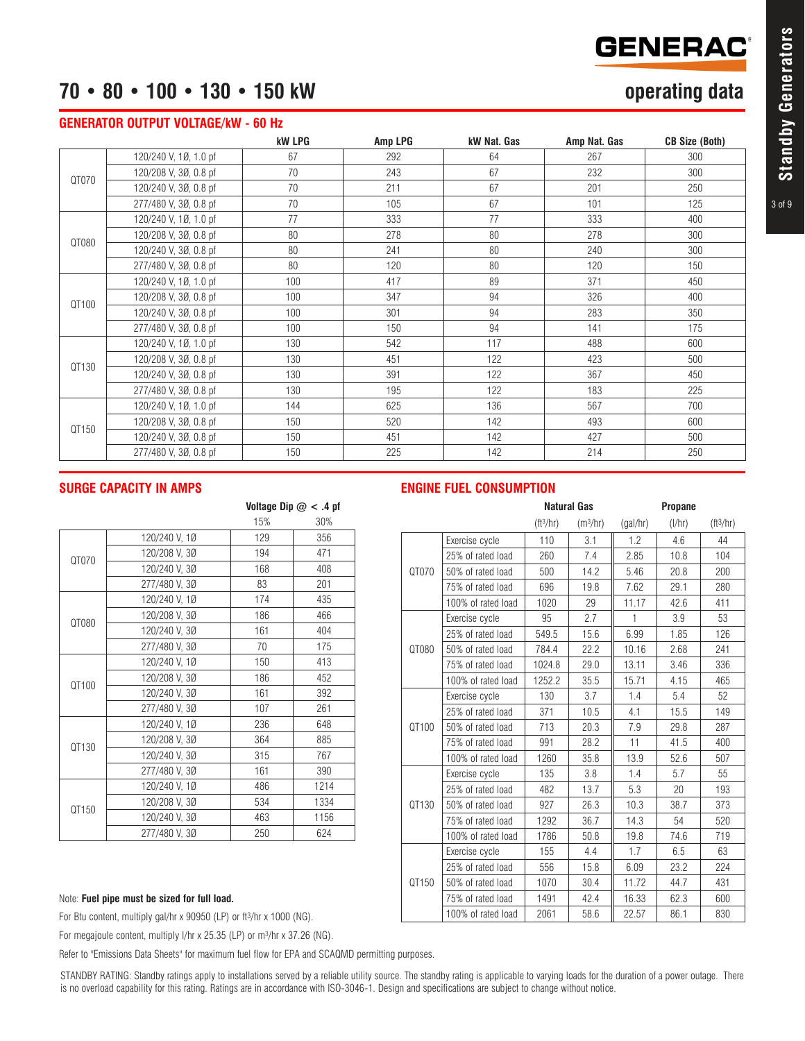# 70 • 80 • 100 • 130 • 150 kW

## operating data

### GENERATOR OUTPUT VOLTAGE/kW - 60 Hz

| | | kW LPG | Amp LPG | kW Nat. Gas | Amp Nat. Gas | CB Size (Both) |
|---|---|---|---|---|---|---|
| QT070 | 120/240 V, 1Ø, 1.0 pf | 67 | 292 | 64 | 267 | 300 |
| | 120/208 V, 3Ø, 0.8 pf | 70 | 243 | 67 | 232 | 300 |
| | 120/240 V, 3Ø, 0.8 pf | 70 | 211 | 67 | 201 | 250 |
| | 277/480 V, 3Ø, 0.8 pf | 70 | 105 | 67 | 101 | 125 |
| QT080 | 120/240 V, 1Ø, 1.0 pf | 77 | 333 | 77 | 333 | 400 |
| | 120/208 V, 3Ø, 0.8 pf | 80 | 278 | 80 | 278 | 300 |
| | 120/240 V, 3Ø, 0.8 pf | 80 | 241 | 80 | 240 | 300 |
| | 277/480 V, 3Ø, 0.8 pf | 80 | 120 | 80 | 120 | 150 |
| QT100 | 120/240 V, 1Ø, 1.0 pf | 100 | 417 | 89 | 371 | 450 |
| | 120/208 V, 3Ø, 0.8 pf | 100 | 347 | 94 | 326 | 400 |
| | 120/240 V, 3Ø, 0.8 pf | 100 | 301 | 94 | 283 | 350 |
| | 277/480 V, 3Ø, 0.8 pf | 100 | 150 | 94 | 141 | 175 |
| QT130 | 120/240 V, 1Ø, 1.0 pf | 130 | 542 | 117 | 488 | 600 |
| | 120/208 V, 3Ø, 0.8 pf | 130 | 451 | 122 | 423 | 500 |
| | 120/240 V, 3Ø, 0.8 pf | 130 | 391 | 122 | 367 | 450 |
| | 277/480 V, 3Ø, 0.8 pf | 130 | 195 | 122 | 183 | 225 |
| QT150 | 120/240 V, 1Ø, 1.0 pf | 144 | 625 | 136 | 567 | 700 |
| | 120/208 V, 3Ø, 0.8 pf | 150 | 520 | 142 | 493 | 600 |
| | 120/240 V, 3Ø, 0.8 pf | 150 | 451 | 142 | 427 | 500 |
| | 277/480 V, 3Ø, 0.8 pf | 150 | 225 | 142 | 214 | 250 |

### SURGE CAPACITY IN AMPS

| | | Voltage Dip @ < .4 pf | |
|---|---|---|---|
| | | 15% | 30% |
| QT070 | 120/240 V, 1Ø | 129 | 356 |
| | 120/208 V, 3Ø | 194 | 471 |
| | 120/240 V, 3Ø | 168 | 408 |
| | 277/480 V, 3Ø | 83 | 201 |
| QT080 | 120/240 V, 1Ø | 174 | 435 |
| | 120/208 V, 3Ø | 186 | 466 |
| | 120/240 V, 3Ø | 161 | 404 |
| | 277/480 V, 3Ø | 70 | 175 |
| QT100 | 120/240 V, 1Ø | 150 | 413 |
| | 120/208 V, 3Ø | 186 | 452 |
| | 120/240 V, 3Ø | 161 | 392 |
| | 277/480 V, 3Ø | 107 | 261 |
| QT130 | 120/240 V, 1Ø | 236 | 648 |
| | 120/208 V, 3Ø | 364 | 885 |
| | 120/240 V, 3Ø | 315 | 767 |
| | 277/480 V, 3Ø | 161 | 390 |
| QT150 | 120/240 V, 1Ø | 486 | 1214 |
| | 120/208 V, 3Ø | 534 | 1334 |
| | 120/240 V, 3Ø | 463 | 1156 |
| | 277/480 V, 3Ø | 250 | 624 |

### ENGINE FUEL CONSUMPTION

| | | Natural Gas | | Propane | | |
|---|---|---|---|---|---|---|
| | | (ft³/hr) | (m³/hr) | (gal/hr) | (l/hr) | (ft³/hr) |
| QT070 | Exercise cycle | 110 | 3.1 | 1.2 | 4.6 | 44 |
| | 25% of rated load | 260 | 7.4 | 2.85 | 10.8 | 104 |
| | 50% of rated load | 500 | 14.2 | 5.46 | 20.8 | 200 |
| | 75% of rated load | 696 | 19.8 | 7.62 | 29.1 | 280 |
| | 100% of rated load | 1020 | 29 | 11.17 | 42.6 | 411 |
| QT080 | Exercise cycle | 95 | 2.7 | 1 | 3.9 | 53 |
| | 25% of rated load | 549.5 | 15.6 | 6.99 | 1.85 | 126 |
| | 50% of rated load | 784.4 | 22.2 | 10.16 | 2.68 | 241 |
| | 75% of rated load | 1024.8 | 29.0 | 13.11 | 3.46 | 336 |
| | 100% of rated load | 1252.2 | 35.5 | 15.71 | 4.15 | 465 |
| QT100 | Exercise cycle | 130 | 3.7 | 1.4 | 5.4 | 52 |
| | 25% of rated load | 371 | 10.5 | 4.1 | 15.5 | 149 |
| | 50% of rated load | 713 | 20.3 | 7.9 | 29.8 | 287 |
| | 75% of rated load | 991 | 28.2 | 11 | 41.5 | 400 |
| | 100% of rated load | 1260 | 35.8 | 13.9 | 52.6 | 507 |
| QT130 | Exercise cycle | 135 | 3.8 | 1.4 | 5.7 | 55 |
| | 25% of rated load | 482 | 13.7 | 5.3 | 20 | 193 |
| | 50% of rated load | 927 | 26.3 | 10.3 | 38.7 | 373 |
| | 75% of rated load | 1292 | 36.7 | 14.3 | 54 | 520 |
| | 100% of rated load | 1786 | 50.8 | 19.8 | 74.6 | 719 |
| QT150 | Exercise cycle | 155 | 4.4 | 1.7 | 6.5 | 63 |
| | 25% of rated load | 556 | 15.8 | 6.09 | 23.2 | 224 |
| | 50% of rated load | 1070 | 30.4 | 11.72 | 44.7 | 431 |
| | 75% of rated load | 1491 | 42.4 | 16.33 | 62.3 | 600 |
| | 100% of rated load | 2061 | 58.6 | 22.57 | 86.1 | 830 |

Note: **Fuel pipe must be sized for full load.**

For Btu content, multiply gal/hr x 90950 (LP) or ft³/hr x 1000 (NG).

For megajoule content, multiply l/hr x 25.35 (LP) or m³/hr x 37.26 (NG).

Refer to "Emissions Data Sheets" for maximum fuel flow for EPA and SCAQMD permitting purposes.

STANDBY RATING: Standby ratings apply to installations served by a reliable utility source. The standby rating is applicable to varying loads for the duration of a power outage. There is no overload capability for this rating. Ratings are in accordance with ISO-3046-1. Design and specifications are subject to change without notice.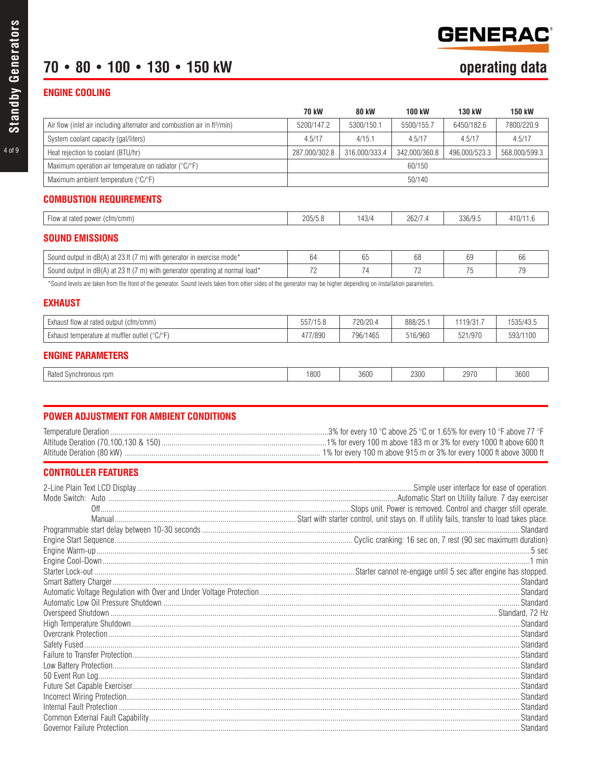# 70 • 80 • 100 • 130 • 150 kW

## operating data

### ENGINE COOLING

| | 70 kW | 80 kW | 100 kW | 130 kW | 150 kW |
|---|---|---|---|---|---|
| Air flow (inlet air including alternator and combustion air in ft³/min) | 5200/147.2 | 5300/150.1 | 5500/155.7 | 6450/182.6 | 7800/220.9 |
| System coolant capacity (gal/liters) | 4.5/17 | 4/15.1 | 4.5/17 | 4.5/17 | 4.5/17 |
| Heat rejection to coolant (BTU/hr) | 287,000/302.8 | 316,000/333.4 | 342,000/360.8 | 496,000/523.3 | 568,000/599.3 |
| Maximum operation air temperature on radiator (°C/°F) | 60/150 | | | | |
| Maximum ambient temperature (°C/°F) | 50/140 | | | | |

### COMBUSTION REQUIREMENTS

| | 70 kW | 80 kW | 100 kW | 130 kW | 150 kW |
|---|---|---|---|---|---|
| Flow at rated power (cfm/cmm) | 205/5.8 | 143/4 | 262/7.4 | 336/9.5 | 410/11.6 |

### SOUND EMISSIONS

| | 70 kW | 80 kW | 100 kW | 130 kW | 150 kW |
|---|---|---|---|---|---|
| Sound output in dB(A) at 23 ft (7 m) with generator in exercise mode* | 64 | 65 | 68 | 69 | 66 |
| Sound output in dB(A) at 23 ft (7 m) with generator operating at normal load* | 72 | 74 | 72 | 75 | 79 |

*Sound levels are taken from the front of the generator. Sound levels taken from other sides of the generator may be higher depending on installation parameters.

### EXHAUST

| | 70 kW | 80 kW | 100 kW | 130 kW | 150 kW |
|---|---|---|---|---|---|
| Exhaust flow at rated output (cfm/cmm) | 557/15.8 | 720/20.4 | 888/25.1 | 1119/31.7 | 1535/43.5 |
| Exhaust temperature at muffler outlet (°C/°F) | 477/890 | 796/1465 | 516/960 | 521/970 | 593/1100 |

### ENGINE PARAMETERS

| | 70 kW | 80 kW | 100 kW | 130 kW | 150 kW |
|---|---|---|---|---|---|
| Rated Synchronous rpm | 1800 | 3600 | 2300 | 2970 | 3600 |

### POWER ADJUSTMENT FOR AMBIENT CONDITIONS

- Temperature Deration ... 3% for every 10 °C above 25 °C or 1.65% for every 10 °F above 77 °F
- Altitude Deration (70,100,130 & 150) ... 1% for every 100 m above 183 m or 3% for every 1000 ft above 600 ft
- Altitude Deration (80 kW) ... 1% for every 100 m above 915 m or 3% for every 1000 ft above 3000 ft

### CONTROLLER FEATURES

- 2-Line Plain Text LCD Display ... Simple user interface for ease of operation.
- Mode Switch: Auto ... Automatic Start on Utility failure. 7 day exerciser
  - Off ... Stops unit. Power is removed. Control and charger still operate.
  - Manual ... Start with starter control, unit stays on. If utility fails, transfer to load takes place.
- Programmable start delay between 10-30 seconds ... Standard
- Engine Start Sequence ... Cyclic cranking: 16 sec on, 7 rest (90 sec maximum duration)
- Engine Warm-up ... 5 sec
- Engine Cool-Down ... 1 min
- Starter Lock-out ... Starter cannot re-engage until 5 sec after engine has stopped.
- Smart Battery Charger ... Standard
- Automatic Voltage Regulation with Over and Under Voltage Protection ... Standard
- Automatic Low Oil Pressure Shutdown ... Standard
- Overspeed Shutdown ... Standard, 72 Hz
- High Temperature Shutdown ... Standard
- Overcrank Protection ... Standard
- Safety Fused ... Standard
- Failure to Transfer Protection ... Standard
- Low Battery Protection ... Standard
- 50 Event Run Log ... Standard
- Future Set Capable Exerciser ... Standard
- Incorrect Wiring Protection ... Standard
- Internal Fault Protection ... Standard
- Common External Fault Capability ... Standard
- Governor Failure Protection ... Standard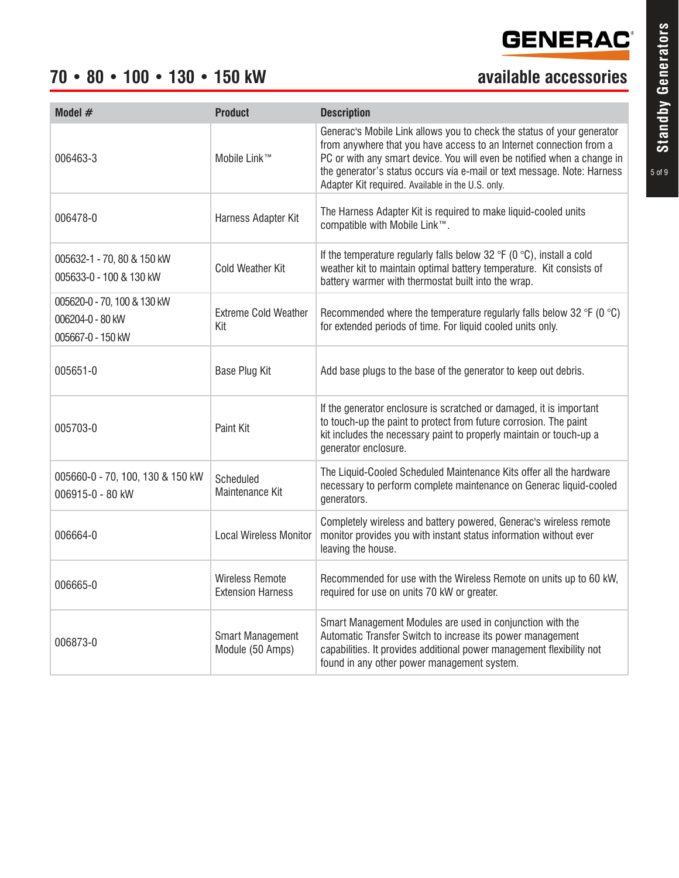# 70 • 80 • 100 • 130 • 150 kW

## available accessories

| Model # | Product | Description |
| --- | --- | --- |
| 006463-3 | Mobile Link™ | Generac's Mobile Link allows you to check the status of your generator from anywhere that you have access to an Internet connection from a PC or with any smart device. You will even be notified when a change in the generator's status occurs via e-mail or text message. Note: Harness Adapter Kit required. Available in the U.S. only. |
| 006478-0 | Harness Adapter Kit | The Harness Adapter Kit is required to make liquid-cooled units compatible with Mobile Link™. |
| 005632-1 - 70, 80 & 150 kW<br>005633-0 - 100 & 130 kW | Cold Weather Kit | If the temperature regularly falls below 32 °F (0 °C), install a cold weather kit to maintain optimal battery temperature. Kit consists of battery warmer with thermostat built into the wrap. |
| 005620-0 - 70, 100 & 130 kW<br>006204-0 - 80 kW<br>005667-0 - 150 kW | Extreme Cold Weather Kit | Recommended where the temperature regularly falls below 32 °F (0 °C) for extended periods of time. For liquid cooled units only. |
| 005651-0 | Base Plug Kit | Add base plugs to the base of the generator to keep out debris. |
| 005703-0 | Paint Kit | If the generator enclosure is scratched or damaged, it is important to touch-up the paint to protect from future corrosion. The paint kit includes the necessary paint to properly maintain or touch-up a generator enclosure. |
| 005660-0 - 70, 100, 130 & 150 kW<br>006915-0 - 80 kW | Scheduled Maintenance Kit | The Liquid-Cooled Scheduled Maintenance Kits offer all the hardware necessary to perform complete maintenance on Generac liquid-cooled generators. |
| 006664-0 | Local Wireless Monitor | Completely wireless and battery powered, Generac's wireless remote monitor provides you with instant status information without ever leaving the house. |
| 006665-0 | Wireless Remote Extension Harness | Recommended for use with the Wireless Remote on units up to 60 kW, required for use on units 70 kW or greater. |
| 006873-0 | Smart Management Module (50 Amps) | Smart Management Modules are used in conjunction with the Automatic Transfer Switch to increase its power management capabilities. It provides additional power management flexibility not found in any other power management system. |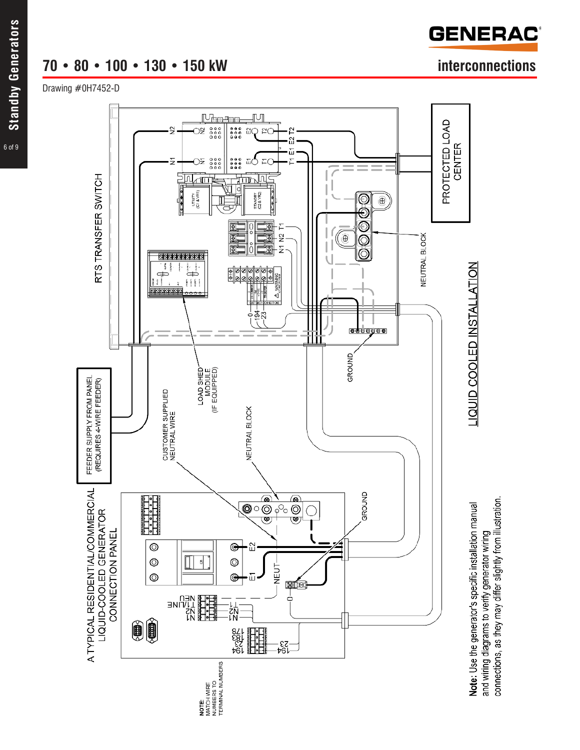# 70 • 80 • 100 • 130 • 150 kW

## interconnections

Drawing #0H7452-D

RTS TRANSFER SWITCH

N2 N1 E2 T2 E1 T1

T1 E1 E2 T2

UTILITY (C1 & VR1)

STANDBY (C2 & VR2)

N1 N2 T1

0 194 23

PROTECTED LOAD CENTER

NEUTRAL BLOCK

GROUND

LIQUID COOLED INSTALLATION

FEEDER SUPPLY FROM PANEL (REQUIRES 4-WIRE FEEDER)

CUSTOMER SUPPLIED NEUTRAL WIRE

LOAD SHED MODULE (IF EQUIPPED)

NEUTRAL BLOCK

GROUND

A TYPICAL RESIDENTIAL/COMMERCIAL LIQUID-COOLED GENERATOR CONNECTION PANEL

E2 E1 NEUT 0

NEU T1/LINE N2 N1

T1 N2 N1

178 183 23 194

23 194

NOTE: MATCH WIRE NUMBERS TO TERMINAL NUMBERS

**Note:** Use the generator's specific installation manual and wiring diagrams to verify generator wiring connections, as they may differ slightly from illustration.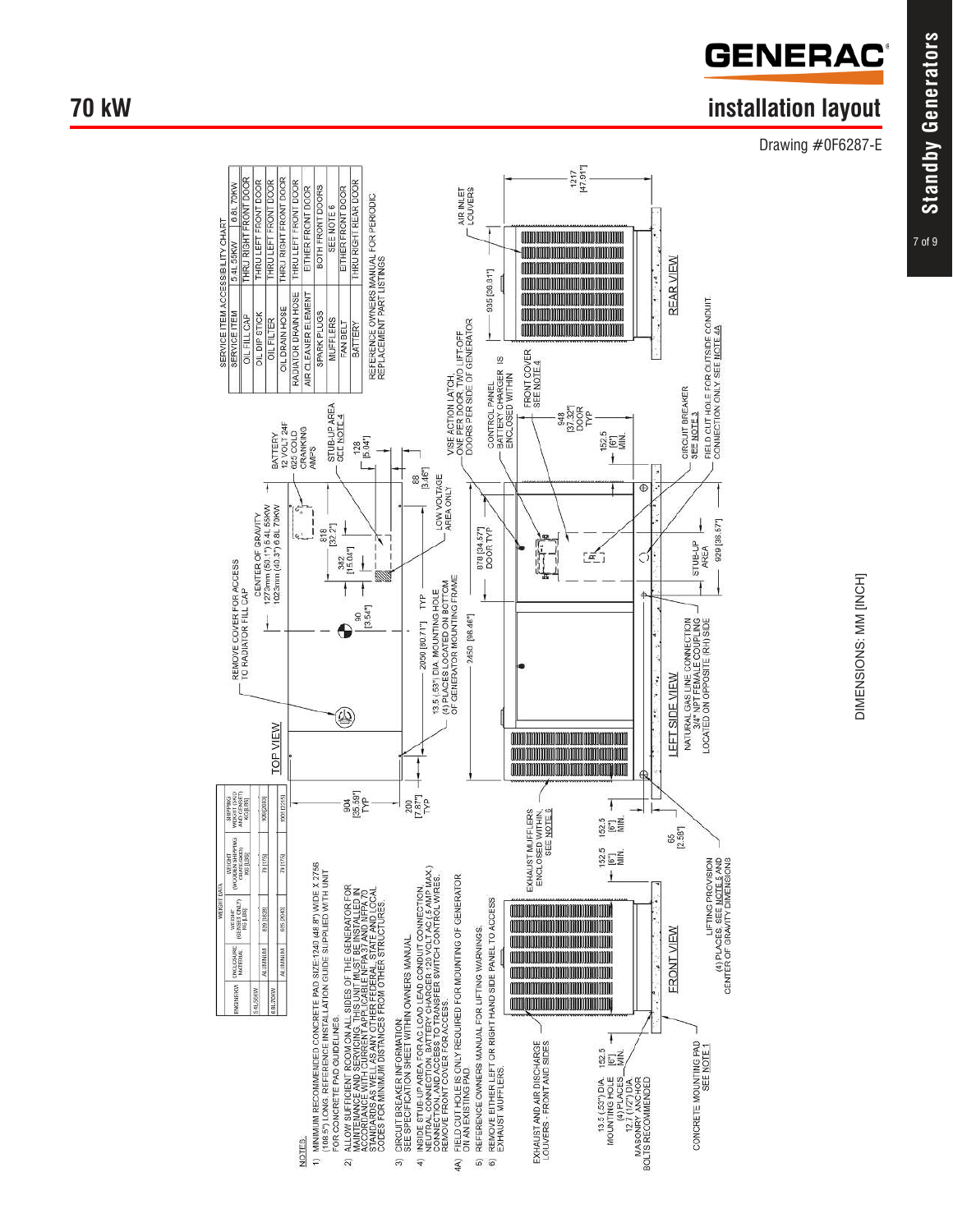# 70 kW

## installation layout

Drawing #0F6287-E

### SERVICE ITEM ACCESSIBILITY CHART

| SERVICE ITEM | 5.4L 55KW | 6.8L 70KW |
|---|---|---|
| OIL FILL CAP | THRU RIGHT FRONT DOOR | |
| OIL DIP STICK | THRU LEFT FRONT DOOR | |
| OIL FILTER | THRU LEFT FRONT DOOR | |
| OIL DRAIN HOSE | THRU RIGHT FRONT DOOR | |
| RADIATOR DRAIN HOSE | THRU LEFT FRONT DOOR | |
| AIR CLEANER ELEMENT | EITHER FRONT DOOR | |
| SPARK PLUGS | BOTH FRONT DOORS | |
| MUFFLERS | SEE NOTE 6 | |
| FAN BELT | EITHER FRONT DOOR | |
| BATTERY | THRU RIGHT REAR DOOR | |

REFERENCE OWNERS MANUAL FOR PERIODIC REPLACEMENT PART LISTINGS

### WEIGHT DATA

| ENGINE/KW | ENCLOSURE MATERIAL | WEIGHT (GENSET ONLY) KG [LBS] | WEIGHT (WOODEN SHIPPING CRATE/SKID) KG [LBS] | SHIPPING WEIGHT (SKID AND GENSET) KG [LBS] |
|---|---|---|---|---|
| 5.4L/55KW | ALUMINUM | 839 [1850] | 79 [175] | 918 [2025] |
| 6.8L/70KW | ALUMINUM | 926 [2040] | 79 [175] | 1005 [2215] |

NOTES:

1) MINIMUM RECOMMENDED CONCRETE PAD SIZE:1240 (48.8") WIDE X 2756 (108.5") LONG. REFERENCE INSTALLATION GUIDE SUPPLIED WITH UNIT FOR CONCRETE PAD GUIDELINES.
2) ALLOW SUFFICIENT ROOM ON ALL SIDES OF THE GENERATOR FOR MAINTENANCE AND SERVICING. THIS UNIT MUST BE INSTALLED IN ACCORDANCE WITH CURRENT APPLICABLE NFPA 37 AND NFPA 70 STANDARDS AS WELL AS ANY OTHER FEDERAL, STATE AND LOCAL CODES FOR MINIMUM DISTANCES FROM OTHER STRUCTURES.
3) CIRCUIT BREAKER INFORMATION: SEE SPECIFICATION SHEET WITHIN OWNERS MANUAL.
4) INSIDE STUB-UP AREA FOR AC LOAD LEAD CONDUIT CONNECTION, NEUTRAL CONNECTION, BATTERY CHARGER 120 VOLT AC (.5 AMP MAX.) CONNECTION, AND ACCESS TO TRANSFER SWITCH CONTROL WIRES. REMOVE FRONT COVER FOR ACCESS.

4A) FIELD CUT HOLE IS ONLY REQUIRED FOR MOUNTING OF GENERATOR ON AN EXISTING PAD.

5) REFERENCE OWNERS MANUAL FOR LIFTING WARNINGS.
6) REMOVE EITHER LEFT OR RIGHT HAND SIDE PANEL TO ACCESS EXHAUST MUFFLERS.

### TOP VIEW

REMOVE COVER FOR ACCESS TO RADIATOR FILL CAP

CENTER OF GRAVITY 1273mm (50.1") 5.4L 55KW, 1023mm (40.3") 6.8L 70KW

BATTERY 12 VOLT 24F 625 COLD CRANKING AMPS

STUB-UP AREA SEE NOTE 4

LOW VOLTAGE AREA ONLY

13.5 (.53") DIA. MOUNTING HOLE (4) PLACES LOCATED ON BOTTOM OF GENERATOR MOUNTING FRAME

Dimensions: 904 [35.59"] TYP; 200 [7.87"] TYP; 90 [3.54"]; 382 [15.04"]; 818 [32.2"]; 128 [5.04"]; 88 [3.46"]; 2050 [80.71"] TYP; 2450 [96.46"]

### FRONT VIEW

EXHAUST AND AIR DISCHARGE LOUVERS - FRONT AND SIDES

EXHAUST MUFFLERS ENCLOSED WITHIN, SEE NOTE 6

13.5 (.53") DIA. MOUNTING HOLE (4) PLACES; 12.7 (1/2") DIA. MASONRY ANCHOR BOLTS RECOMMENDED

CONCRETE MOUNTING PAD SEE NOTE 1

LIFTING PROVISION (4) PLACES. SEE NOTE 5 AND CENTER OF GRAVITY DIMENSIONS

Dimensions: 152.5 [6"] MIN. (typ.); 65 [2.56"]

### LEFT SIDE VIEW

NATURAL GAS LINE CONNECTION 3/4" NPT FEMALE COUPLING LOCATED ON OPPOSITE (RH) SIDE

STUB-UP AREA

VISE ACTION LATCH, ONE PER DOOR. TWO LIFT-OFF DOORS PER SIDE OF GENERATOR

CONTROL PANEL. BATTERY CHARGER IS ENCLOSED WITHIN

FRONT COVER SEE NOTE 4

CIRCUIT BREAKER SEE NOTE 3

FIELD CUT HOLE FOR OUTSIDE CONDUIT CONNECTION ONLY. SEE NOTE 4A

Dimensions: 878 [34.57"] DOOR TYP; 929 [36.57"]; 948 [37.32"] DOOR TYP; 152.5 [6"] MIN.

### REAR VIEW

AIR INLET LOUVERS

Dimensions: 935 [36.81"]; 1217 [47.91"]

DIMENSIONS: MM [INCH]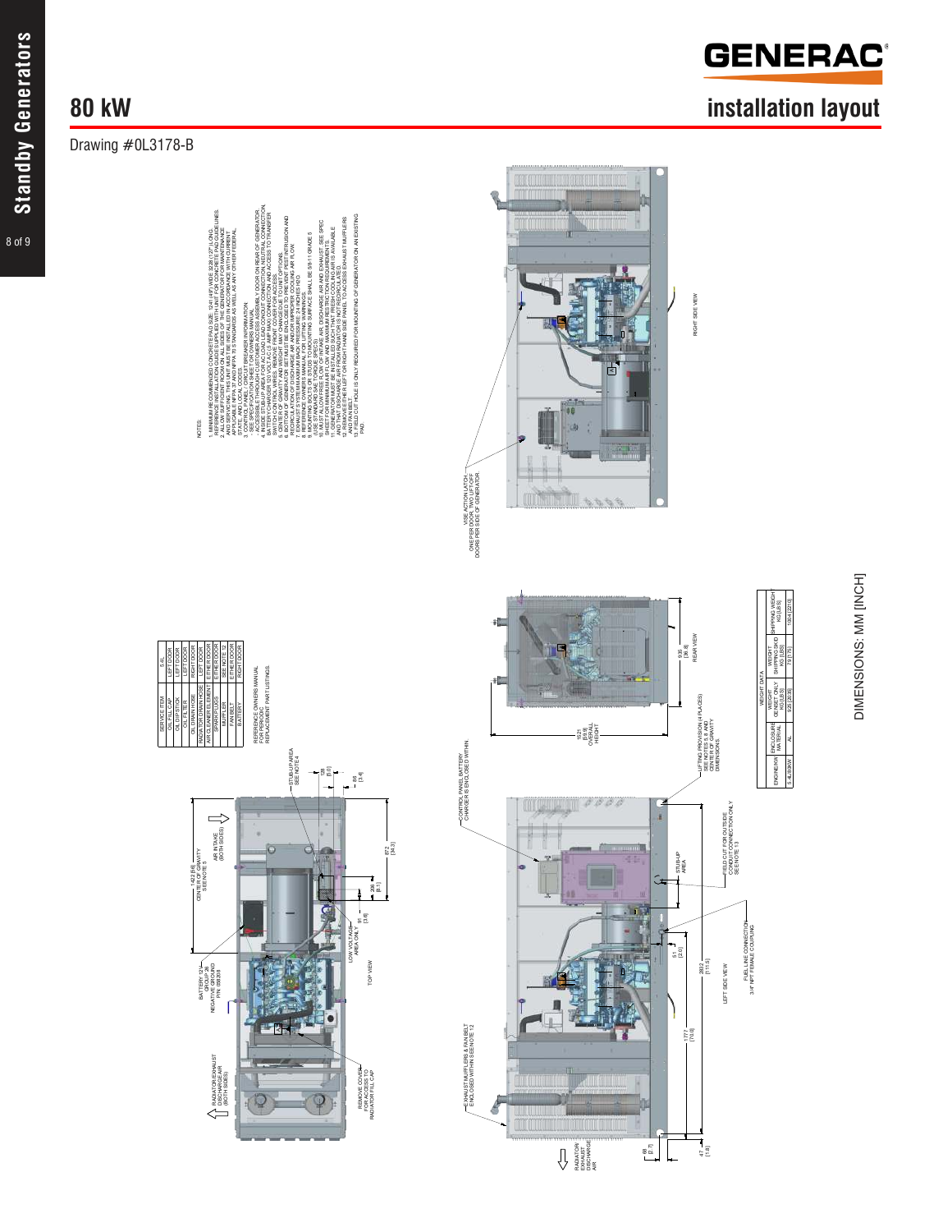# 80 kW

## installation layout

Drawing #0L3178-B

NOTES:

1. MINIMUM RECOMMENDED CONCRETE PAD SIZE: 1241 (49") WIDE 3226 (127") LONG. REFERENCE INSTALLATION GUIDES SUPPLIED WITH UNIT FOR CONCRETE PAD GUIDELINES.
2. ALLOW SUFFICIENT ROOM ON ALL SIDES OF THE GENERATOR FOR MAINTENANCE AND SERVICING. THIS UNIT MUST BE INSTALLED IN ACCORDANCE WITH CURRENT APPLICABLE NFPA 37 AND NFPA 70 STANDARDS AS WELL AS ANY OTHER FEDERAL, STATE, AND LOCAL CODES.
3. CONTROL PANEL / CIRCUIT BREAKER INFORMATION - SEE SPECIFICATION SHEET OR OWNERS MANUAL - ACCESSIBLE THROUGH CUSTOMER ACCESS ASSEMBLY DOOR ON REAR OF GENERATOR.
4. INSIDE STUB-UP AREA FOR AC LOAD LEAD CONDUIT CONNECTION, NEUTRAL CONNECTION, BATTERY CHARGER 120 VOLT A.C (5 AMP MAX) CONNECTION AND ACCESS TO TRANSFER SWITCH CONTROL WIRES. REMOVE FRONT COVER FOR ACCESS.
5. CENTER OF GRAVITY AND WEIGHT MAY CHANGE DUE TO UNIT OPTIONS.
6. BOTTOM OF GENERATOR SET MUST BE ENCLOSED TO PREVENT PEST INTRUSION AND RECIRCULATION OF DISCHARGE AIR AND/OR IMPROPER COOLING AIR FLOW.
7. EXHAUST SYSTEM MAXIMUM BACK PRESSURE: 24 INCHES H2O.
8. REFERENCE OWNERS MANUAL FOR LIFTING WARNINGS.
9. MOUNTING BOLTS OR STUDS TO MOUNTING SURFACE SHALL BE 5/8-11 GRADE 5 (USE STANDARD SAE TORQUE SPECS).
10. MUST ALLOW FREE FLOW OF INTAKE AIR, DISCHARGE AIR AND EXHAUST. SEE SPEC SHEET FOR MINIMUM AIR FLOW AND MAXIMUM RESTRICTION REQUIREMENTS.
11. GENERATOR MUST BE INSTALLED SUCH THAT FRESH COOLING AIR IS AVAILABLE AND THAT DISCHARGE AIR FROM RADIATOR IS NOT RECIRCULATED.
12. REMOVE EITHER LEFT OR RIGHT HAND SIDE PANEL TO ACCESS EXHAUST MUFFLERS AND FAN BELT.
13. FIELD CUT HOLE IS ONLY REQUIRED FOR MOUNTING OF GENERATOR ON AN EXISTING PAD.

| SERVICE ITEM | E-4L |
|---|---|
| OIL FILL CAP | LEFT DOOR |
| OIL DIPSTICK | LEFT DOOR |
| OIL FILTER | LEFT DOOR |
| OIL DRAIN HOSE | RIGHT DOOR |
| RADIATOR DRAIN HOSE | LEFT DOOR |
| AIR CLEANER ELEMENT | EITHER DOOR |
| SPARK PLUGS | EITHER DOOR |
| MUFFLER | SEE NOTE 12 |
| FAN BELT | SEE NOTE 12 |
| BATTERY | EITHER DOOR |

REFERENCE OWNERS MANUAL FOR PERIODIC REPLACEMENT PART LISTINGS.

TOP VIEW: RADIATOR/EXHAUST DISCHARGE AIR (BOTH SIDES); REMOVE COVER FOR ACCESS TO RADIATOR FILL CAP; BATTERY 12 V GROUP 26 NEGATIVE GROUND P/N: 0B9208; CENTER OF GRAVITY SEE NOTE 5 1422 [56]; AIR INTAKE (BOTH SIDES); LOW VOLTAGE AREA ONLY; STUB-UP AREA SEE NOTE 4; 91 [3.6]; 206 [8.1]; 872 [34.3]; 128 [5.0]; 86 [3.4]

RIGHT SIDE VIEW: VISE ACTION LATCH - ONE PER DOOR, TWO LIFT OFF DOORS PER SIDE OF GENERATOR

LEFT SIDE VIEW: EXHAUST MUFFLERS & FAN BELT ENCLOSED WITHIN SEE NOTE 12; CONTROL PANEL BATTERY CHARGER IS ENCLOSED WITHIN; STUB-UP AREA; FIELD CUT FOR OUTSIDE CONDUIT CONNECTION ONLY SEE NOTE 13; FUEL LINE CONNECTION 3/4" NPT FEMALE COUPLING; RADIATOR EXHAUST DISCHARGE AIR; 69 [2.7]; 47 [1.8]; 1777 [70.0]; 2832 [111.5]; 51 [2.0]

REAR VIEW: LIFTING PROVISION (4 PLACES) SEE NOTES 5, 8 AND CENTER OF GRAVITY DIMENSIONS; 1521 [59.9] OVERALL HEIGHT; 935 [36.8]

| WEIGHT DATA | | | | |
|---|---|---|---|---|
| ENGINE/KW | ENCLOSURE MATERIAL | GENSET ONLY WEIGHT KG [LBS] | SHIPPING SKID WEIGHT KG [LBS] | SHIPPING WEIGHT KG [LBS] |
| 5.4L/80KW | AL | 925 [2039] | 79 [175] | 1004 [2214] |

DIMENSIONS: MM [INCH]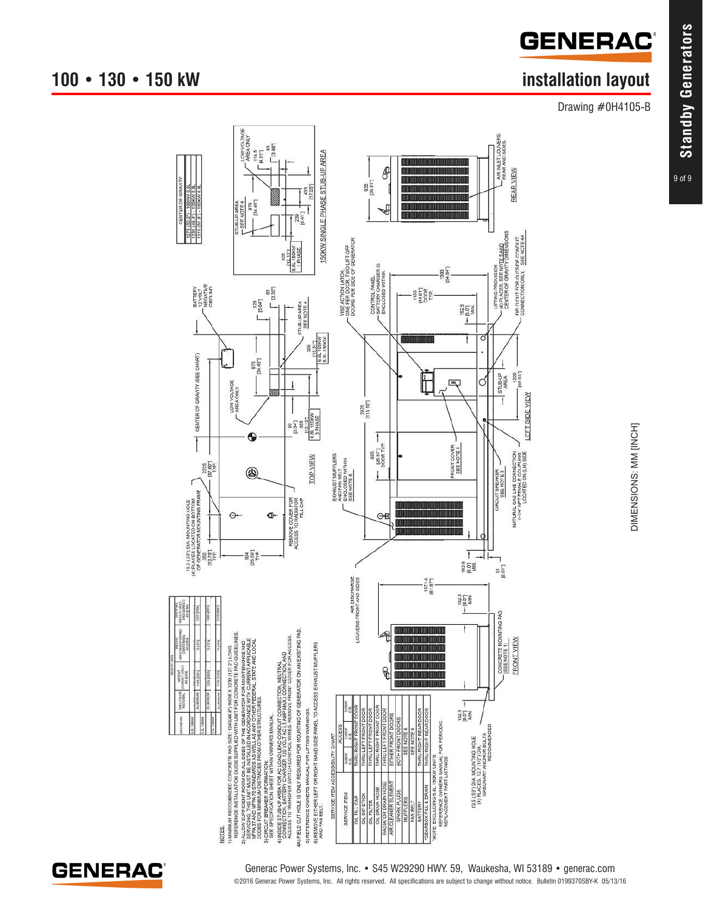# 100 • 130 • 150 kW

## installation layout

Drawing #0H4105-B

### NOTES

1) MINIMUM RECOMMENDED CONCRETE PAD SIZE: 1524MM (5') WIDE X 3353 (132") LONG. REFERENCE INSTALLATION GUIDE SUPPLIED WITH UNIT FOR CONCRETE PAD GUIDELINES.

2) ALLOW SUFFICIENT ROOM ON ALL SIDES OF THE GENERATOR FOR MAINTENANCE AND SERVICING. THIS UNIT MUST BE INSTALLED IN ACCORDANCE WITH CURRENT APPLICABLE NFPA 37 AND NFPA 70 STANDARDS AS WELL AS ANY OTHER FEDERAL, STATE AND LOCAL CODES FOR MINIMUM DISTANCES FROM OTHER STRUCTURES.

3) CIRCUIT BREAKER INFORMATION: SEE SPECIFICATION SHEET WITHIN OWNERS MANUAL.

4) INSIDE STUBUP AREA FOR AC LOAD LEAD CONDUIT CONNECTION, NEUTRAL CONNECTION, BATTERY CHARGER 120 VOLT AC (5 AMP MAX.) CONNECTION, AND ACCESS TO TRANSFER SWITCH CONTROL WIRES. REMOVE FRONT COVER FOR ACCESS.

4A) FIELD CUT HOLE IS ONLY REQUIRED FOR MOUNTING OF GENERATOR ON AN EXISTING PAD.

5) REFERENCE OWNERS MANUAL FOR LIFTING WARNINGS.

6) REMOVE EITHER LEFT OR RIGHT HAND SIDE PANEL TO ACCESS EXHAUST MUFFLERS AND FAN BELT.

### WEIGHT DATA

| ENGINE/kW | ENCLOSURE MATERIAL | WEIGHT (CONNECT ONLY) KG [LBS] | WEIGHT (ENCLOSURE/SHIPPING SKIDS ONLY) KG [LBS] | SHIPPING WEIGHT (UNIT/ENCLOSURE) KG [LBS] |
|---|---|---|---|---|
| 6.8L 100KW | ALUMINUM | 1146 [2526] | 31 [70] | 1237 [2726] |
| 6.8L 130KW | ALUMINUM | 1224 [2699] | 31 [70] | 1304 [2874] |
| 6.8L 150KW | ALUMINUM | 1168 [2575] | 31 [70] | 1218 [2685] |

### SERVICE ITEM ACCESSIBILITY CHART

| SERVICE ITEM | ACCESS 100KW 6.8L | ACCESS 130KW 6.8L | ACCESS 150KW 6.8L |
|---|---|---|---|
| OIL FILL CAP | THRU RIGHT FRONT DOOR | | |
| OIL DIP STICK | THRU LEFT FRONT DOOR | | |
| OIL FILTER | THRU LEFT FRONT DOOR | | |
| OIL DRAIN HOSE | THRU RIGHT FRONT DOOR | | |
| RADIATOR DRAIN HOSE | THRU LEFT FRONT DOOR | | |
| AIR CLEANER ELEMENT | EITHER FRONT DOORS | | |
| SPARK PLUGS | BOTH FRONT DOORS | | |
| MUFFLERS | SEE NOTE 6 | | |
| FAN BELT | SEE NOTE 6 | | |
| BATTERY | THRU RIGHT REAR DOOR | | |
| *GEARBOX FILL & DRAIN | THRU RIGHT REAR DOOR | | |

*NOTE: EXCLUDING 6.8L 150KW UNITS. REFERENCE OWNERS MANUAL FOR PERIODIC REPLACEMENT PART LISTINGS

### CENTER OF GRAVITY

1278 [50.2"] - 100KW 6.8L
1232 [48.4"] - 130KW 6.8L
1315 [51.8"] - 150KW 6.8L

### TOP VIEW

13.5 (.53") DIA. MOUNTING HOLE (4) PLACES LOCATED ON BOTTOM OF GENERATOR MOUNTING FRAME

350 [13.78"] TYP.

904 [35.59"] TYP.

2225 [87.60"] TYP.

REMOVE COVER FOR ACCESS TO RADIATOR FILL CAP

CENTER OF GRAVITY (SEE CHART)

LOW VOLTAGE AREA ONLY

90 [3.54"]

305 [12.01"] 6.8L 150KW 3 PHASE

875 [34.45"]

389 [15.31"] 6.8L 100KW 6.8L 130KW

STUB-UP AREA SEE NOTE 4

128 [5.04"]

85 [3.35"]

BATTERY 12 VOLT NEGATIVE GROUND

### 150KW SINGLE PHASE STUB-UP AREA

326 [12.83"] 6.8L 150KW 1 PHASE

STUB-UP AREA SEE NOTE 4

875 [34.45"]

239 [9.41"]

433 [17.05"]

LOW VOLTAGE AREA ONLY

114.5 [4.51"]

93 [3.66"]

### FRONT VIEW

AIR DISCHARGE LOUVERS-FRONT AND SIDES

1571.4 [61.87"]

152.5 [6.0"] MIN.

CONCRETE MOUNTING PAD (SEE NOTE 1)

13.5 (.53") DIA. MOUNTING HOLE (4) PLACES. 12.7 (1/2") DIA. MASONARY ANCHOR BOLTS RECOMMENDED

### LEFT SIDE VIEW

EXHAUST MUFFLERS AND FAN BELT ENCLOSED WITHIN SEE NOTE 6

685 [26.97"] DOOR TYP.

2925 [115.16"]

152.5 [6.0"] MIN.

51 [2.01"]

FRONT COVER SEE NOTE 4

CIRCUIT BREAKER SEE NOTE 3

NATURAL GAS LINE CONNECTION 1-1/4" NPT FEMALE COUPLING LOCATED ON (L-H) SIDE

STUB-UP AREA

1220 [48.03"]

152.5 [6.0"] MIN.

1133 [44.61"] DOOR TYP.

1393 [54.84"]

VISE ACTION LATCH ONE PER DOOR. TWO LIFT OFF DOORS PER SIDE OF GENERATOR

CONTROL PANEL BATTERY CHARGER IS ENCLOSED WITHIN

LIFTING PROVISION (4) PLACES. SEE NOTE 5 AND CENTER OF GRAVITY DIMENSIONS

FIELD CUT FOR OUTSIDE CONDUIT CONNECTION ONLY. SEE NOTE 4A

### REAR VIEW

935 [36.81"]

AIR INLET LOUVERS-REAR AND SIDES

DIMENSIONS: MM [INCH]

Generac Power Systems, Inc. • S45 W29290 HWY. 59, Waukesha, WI 53189 • generac.com

©2016 Generac Power Systems, Inc. All rights reserved. All specifications are subject to change without notice. Bulletin 0199370SBY-K 05/13/16